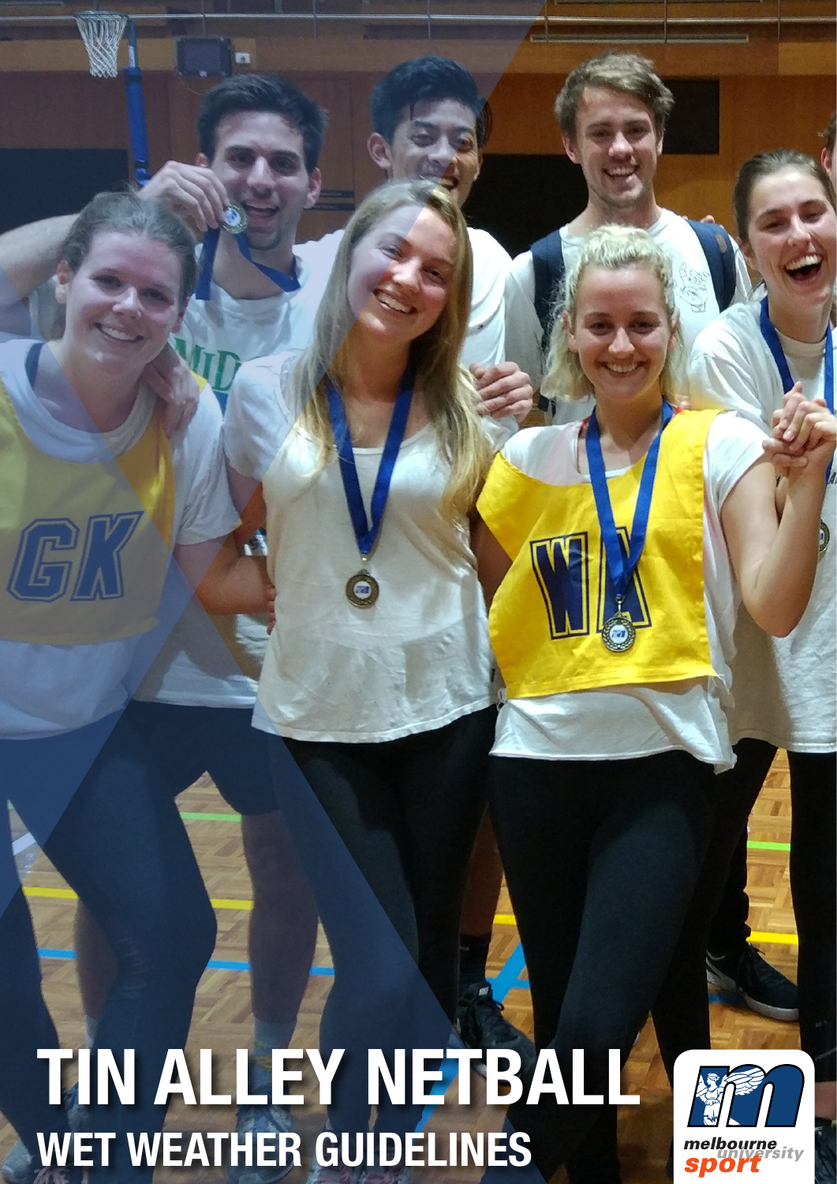# TIN ALLEY NETBALL

## WET WEATHER GUIDELINES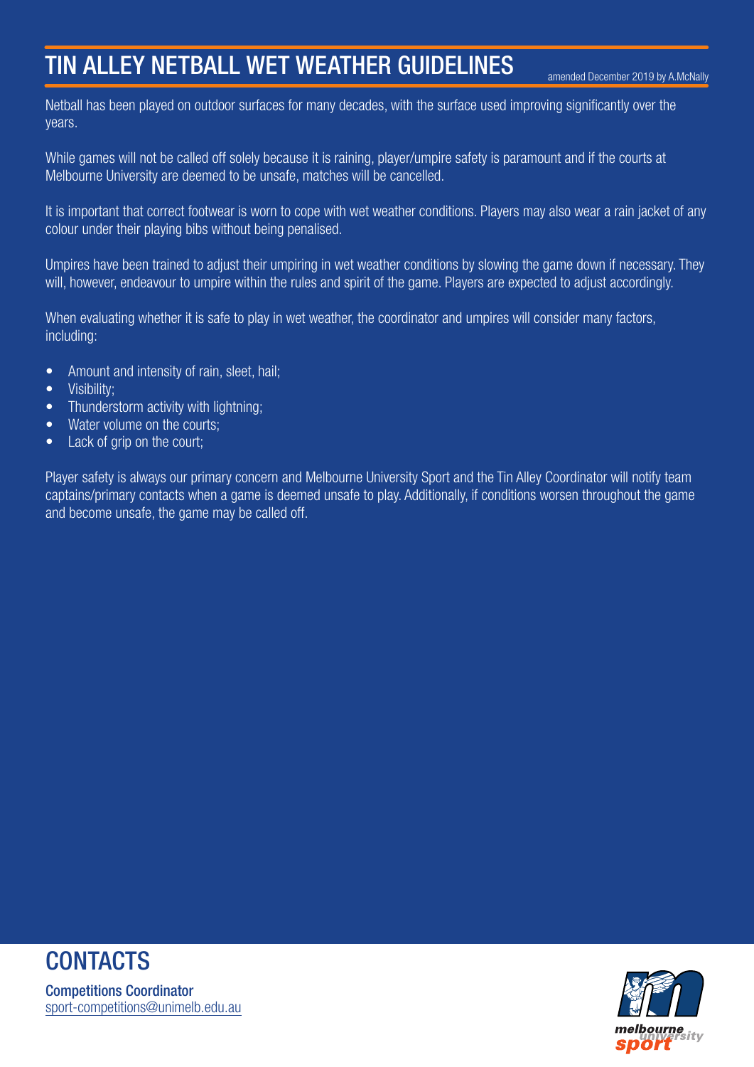# TIN ALLEY NETBALL WET WEATHER GUIDELINES

amended December 2019 by A.McNally

Netball has been played on outdoor surfaces for many decades, with the surface used improving significantly over the years.

While games will not be called off solely because it is raining, player/umpire safety is paramount and if the courts at Melbourne University are deemed to be unsafe, matches will be cancelled.

It is important that correct footwear is worn to cope with wet weather conditions. Players may also wear a rain jacket of any colour under their playing bibs without being penalised.

Umpires have been trained to adjust their umpiring in wet weather conditions by slowing the game down if necessary. They will, however, endeavour to umpire within the rules and spirit of the game. Players are expected to adjust accordingly.

When evaluating whether it is safe to play in wet weather, the coordinator and umpires will consider many factors, including:

- Amount and intensity of rain, sleet, hail;
- Visibility;
- Thunderstorm activity with lightning;
- Water volume on the courts;
- Lack of grip on the court;

Player safety is always our primary concern and Melbourne University Sport and the Tin Alley Coordinator will notify team captains/primary contacts when a game is deemed unsafe to play. Additionally, if conditions worsen throughout the game and become unsafe, the game may be called off.

## CONTACTS

**Competitions Coordinator**
sport-competitions@unimelb.edu.au

melbourne university sport